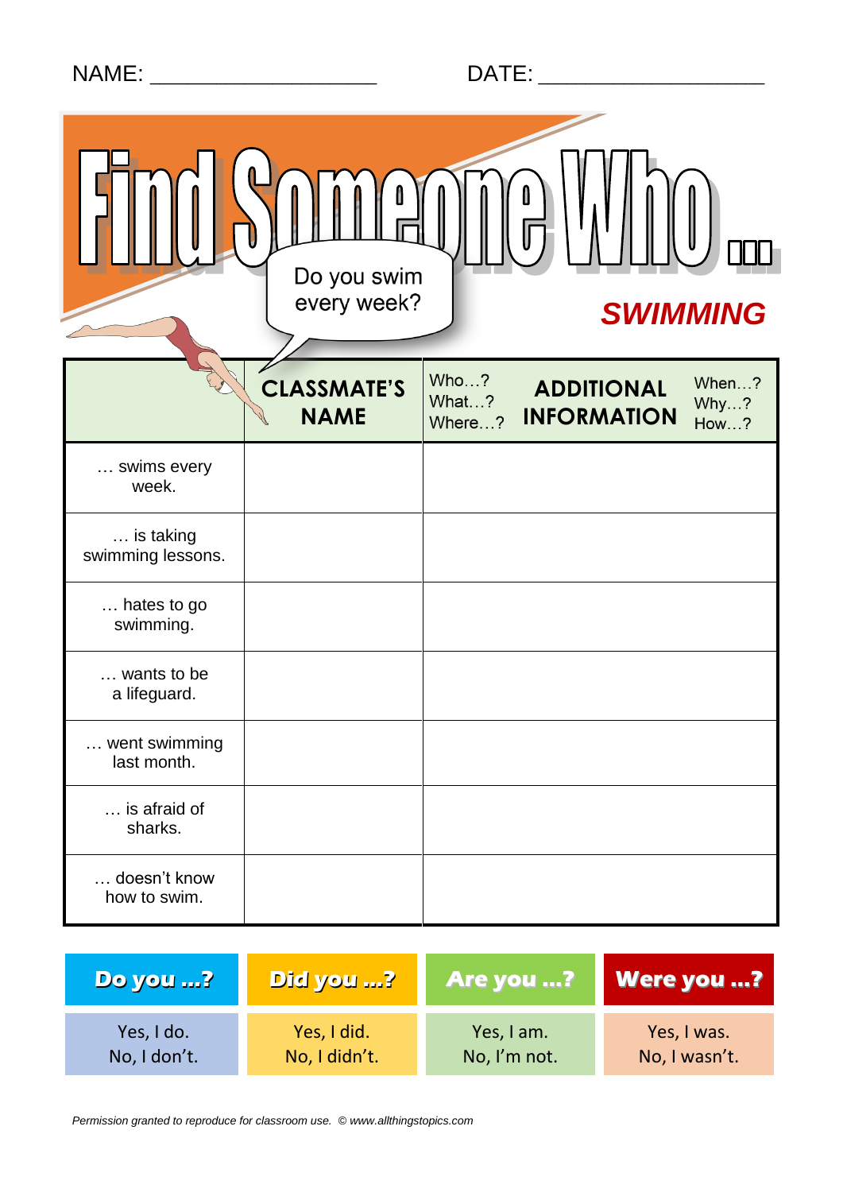NAME: ___________________ DATE: ___________________

# Find Someone Who ...

Do you swim every week?

***SWIMMING***

| | CLASSMATE'S NAME | Who…? What…? Where…? **ADDITIONAL INFORMATION** When…? Why…? How…? |
|---|---|---|
| … swims every week. | | |
| … is taking swimming lessons. | | |
| … hates to go swimming. | | |
| … wants to be a lifeguard. | | |
| … went swimming last month. | | |
| … is afraid of sharks. | | |
| … doesn't know how to swim. | | |

| Do you …? | Did you …? | Are you …? | Were you …? |
|---|---|---|---|
| Yes, I do.<br>No, I don't. | Yes, I did.<br>No, I didn't. | Yes, I am.<br>No, I'm not. | Yes, I was.<br>No, I wasn't. |

*Permission granted to reproduce for classroom use. © www.allthingstopics.com*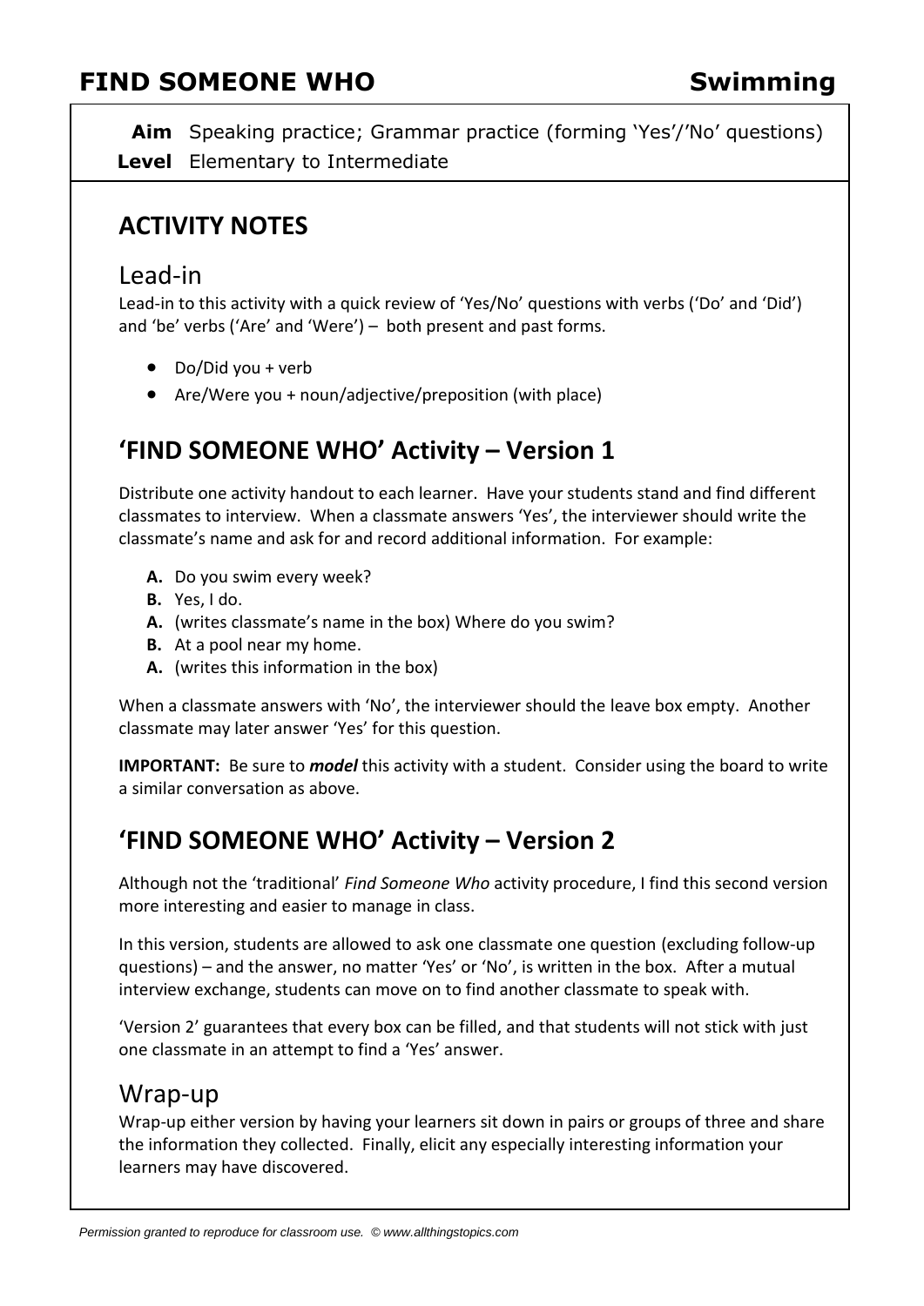# FIND SOMEONE WHO — Swimming

**Aim** Speaking practice; Grammar practice (forming 'Yes'/'No' questions)
**Level** Elementary to Intermediate

## ACTIVITY NOTES

### Lead-in

Lead-in to this activity with a quick review of 'Yes/No' questions with verbs ('Do' and 'Did') and 'be' verbs ('Are' and 'Were') – both present and past forms.

- Do/Did you + verb
- Are/Were you + noun/adjective/preposition (with place)

## 'FIND SOMEONE WHO' Activity – Version 1

Distribute one activity handout to each learner. Have your students stand and find different classmates to interview. When a classmate answers 'Yes', the interviewer should write the classmate's name and ask for and record additional information. For example:

**A.** Do you swim every week?
**B.** Yes, I do.
**A.** (writes classmate's name in the box) Where do you swim?
**B.** At a pool near my home.
**A.** (writes this information in the box)

When a classmate answers with 'No', the interviewer should the leave box empty. Another classmate may later answer 'Yes' for this question.

**IMPORTANT:** Be sure to ***model*** this activity with a student. Consider using the board to write a similar conversation as above.

## 'FIND SOMEONE WHO' Activity – Version 2

Although not the 'traditional' *Find Someone Who* activity procedure, I find this second version more interesting and easier to manage in class.

In this version, students are allowed to ask one classmate one question (excluding follow-up questions) – and the answer, no matter 'Yes' or 'No', is written in the box. After a mutual interview exchange, students can move on to find another classmate to speak with.

'Version 2' guarantees that every box can be filled, and that students will not stick with just one classmate in an attempt to find a 'Yes' answer.

### Wrap-up

Wrap-up either version by having your learners sit down in pairs or groups of three and share the information they collected. Finally, elicit any especially interesting information your learners may have discovered.

*Permission granted to reproduce for classroom use. © www.allthingstopics.com*